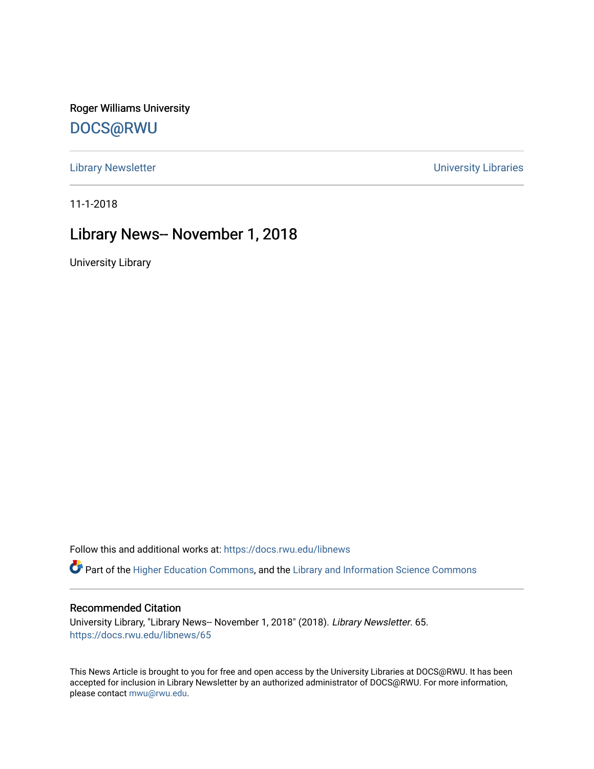Roger Williams University

DOCS@RWU

Library Newsletter | University Libraries

11-1-2018

# Library News-- November 1, 2018

University Library

Follow this and additional works at: https://docs.rwu.edu/libnews

Part of the Higher Education Commons, and the Library and Information Science Commons

## Recommended Citation

University Library, "Library News-- November 1, 2018" (2018). *Library Newsletter*. 65.
https://docs.rwu.edu/libnews/65

This News Article is brought to you for free and open access by the University Libraries at DOCS@RWU. It has been accepted for inclusion in Library Newsletter by an authorized administrator of DOCS@RWU. For more information, please contact mwu@rwu.edu.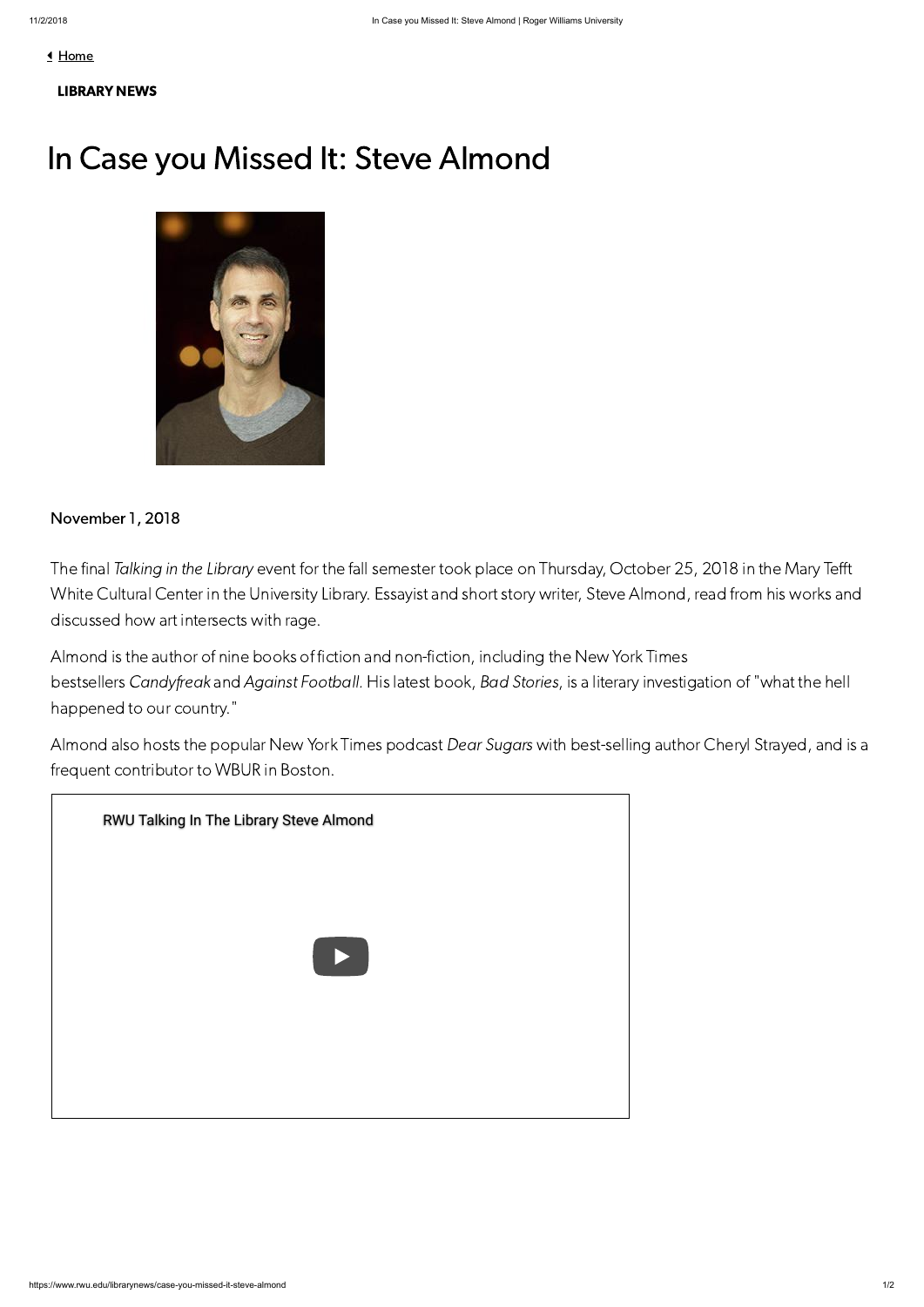[Home](#)

**LIBRARY NEWS**

# In Case you Missed It: Steve Almond

November 1, 2018

The final *Talking in the Library* event for the fall semester took place on Thursday, October 25, 2018 in the Mary Tefft White Cultural Center in the University Library. Essayist and short story writer, Steve Almond, read from his works and discussed how art intersects with rage.

Almond is the author of nine books of fiction and non-fiction, including the New York Times bestsellers *Candyfreak* and *Against Football.* His latest book, *Bad Stories*, is a literary investigation of "what the hell happened to our country."

Almond also hosts the popular New York Times podcast *Dear Sugars* with best-selling author Cheryl Strayed, and is a frequent contributor to WBUR in Boston.

RWU Talking In The Library Steve Almond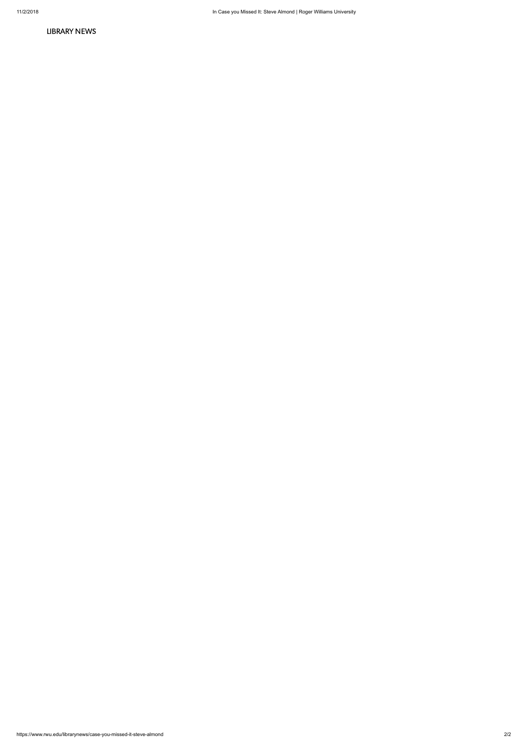LIBRARY NEWS